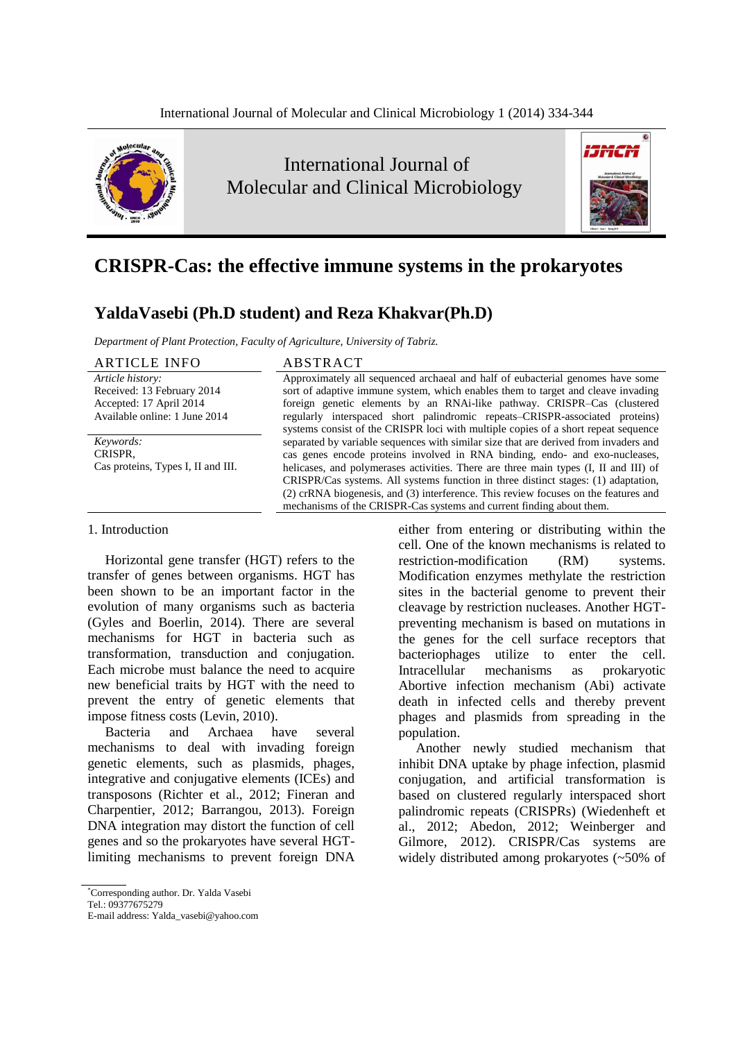# CRISPR-Cas: the effective immune systems in the prokaryotes

## YaldaVasebi (Ph.D student) and Reza Khakvar(Ph.D)

*Department of Plant Protection, Faculty of Agriculture, University of Tabriz.*

**ARTICLE INFO**

*Article history:*
Received: 13 February 2014
Accepted: 17 April 2014
Available online: 1 June 2014

*Keywords:*
CRISPR,
Cas proteins, Types I, II and III.

**ABSTRACT**

Approximately all sequenced archaeal and half of eubacterial genomes have some sort of adaptive immune system, which enables them to target and cleave invading foreign genetic elements by an RNAi-like pathway. CRISPR–Cas (clustered regularly interspaced short palindromic repeats–CRISPR-associated proteins) systems consist of the CRISPR loci with multiple copies of a short repeat sequence separated by variable sequences with similar size that are derived from invaders and cas genes encode proteins involved in RNA binding, endo- and exo-nucleases, helicases, and polymerases activities. There are three main types (I, II and III) of CRISPR/Cas systems. All systems function in three distinct stages: (1) adaptation, (2) crRNA biogenesis, and (3) interference. This review focuses on the features and mechanisms of the CRISPR-Cas systems and current finding about them.

## 1. Introduction

Horizontal gene transfer (HGT) refers to the transfer of genes between organisms. HGT has been shown to be an important factor in the evolution of many organisms such as bacteria (Gyles and Boerlin, 2014). There are several mechanisms for HGT in bacteria such as transformation, transduction and conjugation. Each microbe must balance the need to acquire new beneficial traits by HGT with the need to prevent the entry of genetic elements that impose fitness costs (Levin, 2010).

Bacteria and Archaea have several mechanisms to deal with invading foreign genetic elements, such as plasmids, phages, integrative and conjugative elements (ICEs) and transposons (Richter et al., 2012; Fineran and Charpentier, 2012; Barrangou, 2013). Foreign DNA integration may distort the function of cell genes and so the prokaryotes have several HGT-limiting mechanisms to prevent foreign DNA either from entering or distributing within the cell. One of the known mechanisms is related to restriction-modification (RM) systems. Modification enzymes methylate the restriction sites in the bacterial genome to prevent their cleavage by restriction nucleases. Another HGT-preventing mechanism is based on mutations in the genes for the cell surface receptors that bacteriophages utilize to enter the cell. Intracellular mechanisms as prokaryotic Abortive infection mechanism (Abi) activate death in infected cells and thereby prevent phages and plasmids from spreading in the population.

Another newly studied mechanism that inhibit DNA uptake by phage infection, plasmid conjugation, and artificial transformation is based on clustered regularly interspaced short palindromic repeats (CRISPRs) (Wiedenheft et al., 2012; Abedon, 2012; Weinberger and Gilmore, 2012). CRISPR/Cas systems are widely distributed among prokaryotes (~50% of

*Corresponding author. Dr. Yalda Vasebi
Tel.: 09377675279
E-mail address: Yalda_vasebi@yahoo.com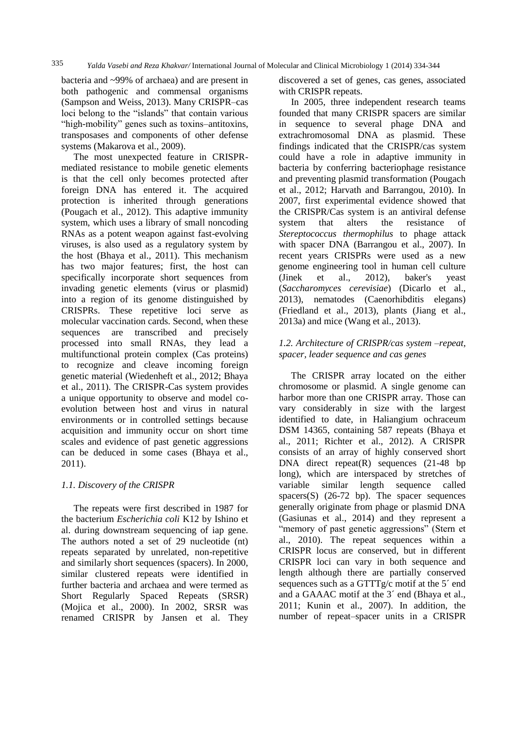bacteria and ~99% of archaea) and are present in both pathogenic and commensal organisms (Sampson and Weiss, 2013). Many CRISPR–cas loci belong to the "islands" that contain various "high-mobility" genes such as toxins–antitoxins, transposases and components of other defense systems (Makarova et al., 2009).

The most unexpected feature in CRISPR-mediated resistance to mobile genetic elements is that the cell only becomes protected after foreign DNA has entered it. The acquired protection is inherited through generations (Pougach et al., 2012). This adaptive immunity system, which uses a library of small noncoding RNAs as a potent weapon against fast-evolving viruses, is also used as a regulatory system by the host (Bhaya et al., 2011). This mechanism has two major features; first, the host can specifically incorporate short sequences from invading genetic elements (virus or plasmid) into a region of its genome distinguished by CRISPRs. These repetitive loci serve as molecular vaccination cards. Second, when these sequences are transcribed and precisely processed into small RNAs, they lead a multifunctional protein complex (Cas proteins) to recognize and cleave incoming foreign genetic material (Wiedenheft et al., 2012; Bhaya et al., 2011). The CRISPR-Cas system provides a unique opportunity to observe and model co-evolution between host and virus in natural environments or in controlled settings because acquisition and immunity occur on short time scales and evidence of past genetic aggressions can be deduced in some cases (Bhaya et al., 2011).

### *1.1. Discovery of the CRISPR*

The repeats were first described in 1987 for the bacterium *Escherichia coli* K12 by Ishino et al. during downstream sequencing of iap gene. The authors noted a set of 29 nucleotide (nt) repeats separated by unrelated, non-repetitive and similarly short sequences (spacers). In 2000, similar clustered repeats were identified in further bacteria and archaea and were termed as Short Regularly Spaced Repeats (SRSR) (Mojica et al., 2000). In 2002, SRSR was renamed CRISPR by Jansen et al. They discovered a set of genes, cas genes, associated with CRISPR repeats.

In 2005, three independent research teams founded that many CRISPR spacers are similar in sequence to several phage DNA and extrachromosomal DNA as plasmid. These findings indicated that the CRISPR/cas system could have a role in adaptive immunity in bacteria by conferring bacteriophage resistance and preventing plasmid transformation (Pougach et al., 2012; Harvath and Barrangou, 2010). In 2007, first experimental evidence showed that the CRISPR/Cas system is an antiviral defense system that alters the resistance of *Stereptococcus thermophilus* to phage attack with spacer DNA (Barrangou et al., 2007). In recent years CRISPRs were used as a new genome engineering tool in human cell culture (Jinek et al., 2012), baker's yeast (*Saccharomyces cerevisiae*) (Dicarlo et al., 2013), nematodes (Caenorhibditis elegans) (Friedland et al., 2013), plants (Jiang et al., 2013a) and mice (Wang et al., 2013).

### *1.2. Architecture of CRISPR/cas system –repeat, spacer, leader sequence and cas genes*

The CRISPR array located on the either chromosome or plasmid. A single genome can harbor more than one CRISPR array. Those can vary considerably in size with the largest identified to date, in Haliangium ochraceum DSM 14365, containing 587 repeats (Bhaya et al., 2011; Richter et al., 2012). A CRISPR consists of an array of highly conserved short DNA direct repeat(R) sequences (21-48 bp long), which are interspaced by stretches of variable similar length sequence called spacers(S) (26-72 bp). The spacer sequences generally originate from phage or plasmid DNA (Gasiunas et al., 2014) and they represent a "memory of past genetic aggressions" (Stern et al., 2010). The repeat sequences within a CRISPR locus are conserved, but in different CRISPR loci can vary in both sequence and length although there are partially conserved sequences such as a GTTTg/c motif at the 5´ end and a GAAAC motif at the 3´ end (Bhaya et al., 2011; Kunin et al., 2007). In addition, the number of repeat–spacer units in a CRISPR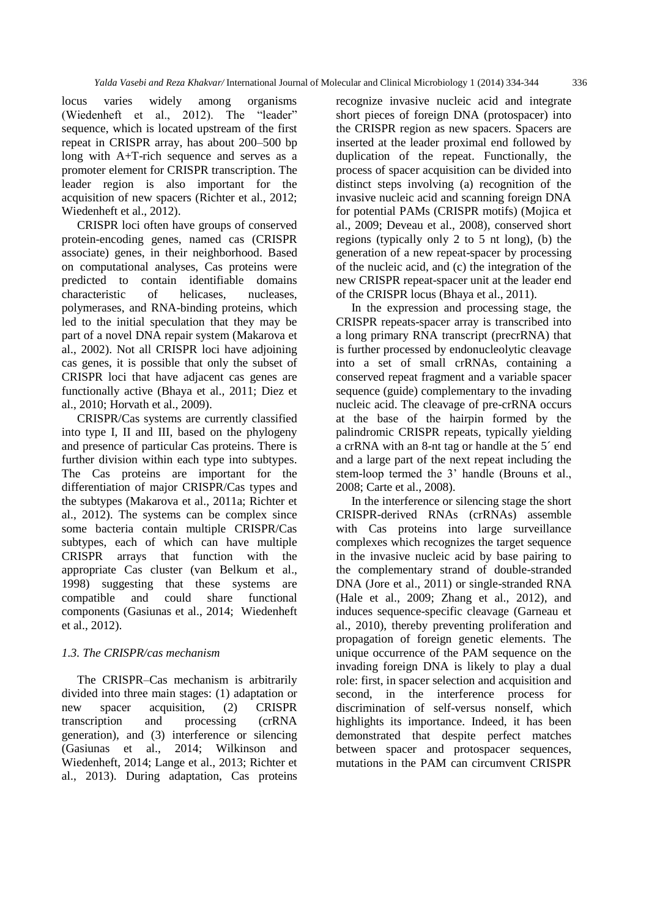locus varies widely among organisms (Wiedenheft et al., 2012). The "leader" sequence, which is located upstream of the first repeat in CRISPR array, has about 200–500 bp long with A+T-rich sequence and serves as a promoter element for CRISPR transcription. The leader region is also important for the acquisition of new spacers (Richter et al., 2012; Wiedenheft et al., 2012).

CRISPR loci often have groups of conserved protein-encoding genes, named cas (CRISPR associate) genes, in their neighborhood. Based on computational analyses, Cas proteins were predicted to contain identifiable domains characteristic of helicases, nucleases, polymerases, and RNA-binding proteins, which led to the initial speculation that they may be part of a novel DNA repair system (Makarova et al., 2002). Not all CRISPR loci have adjoining cas genes, it is possible that only the subset of CRISPR loci that have adjacent cas genes are functionally active (Bhaya et al., 2011; Diez et al., 2010; Horvath et al., 2009).

CRISPR/Cas systems are currently classified into type I, II and III, based on the phylogeny and presence of particular Cas proteins. There is further division within each type into subtypes. The Cas proteins are important for the differentiation of major CRISPR/Cas types and the subtypes (Makarova et al., 2011a; Richter et al., 2012). The systems can be complex since some bacteria contain multiple CRISPR/Cas subtypes, each of which can have multiple CRISPR arrays that function with the appropriate Cas cluster (van Belkum et al., 1998) suggesting that these systems are compatible and could share functional components (Gasiunas et al., 2014; Wiedenheft et al., 2012).

### *1.3. The CRISPR/cas mechanism*

The CRISPR–Cas mechanism is arbitrarily divided into three main stages: (1) adaptation or new spacer acquisition, (2) CRISPR transcription and processing (crRNA generation), and (3) interference or silencing (Gasiunas et al., 2014; Wilkinson and Wiedenheft, 2014; Lange et al., 2013; Richter et al., 2013). During adaptation, Cas proteins recognize invasive nucleic acid and integrate short pieces of foreign DNA (protospacer) into the CRISPR region as new spacers. Spacers are inserted at the leader proximal end followed by duplication of the repeat. Functionally, the process of spacer acquisition can be divided into distinct steps involving (a) recognition of the invasive nucleic acid and scanning foreign DNA for potential PAMs (CRISPR motifs) (Mojica et al., 2009; Deveau et al., 2008), conserved short regions (typically only 2 to 5 nt long), (b) the generation of a new repeat-spacer by processing of the nucleic acid, and (c) the integration of the new CRISPR repeat-spacer unit at the leader end of the CRISPR locus (Bhaya et al., 2011).

In the expression and processing stage, the CRISPR repeats-spacer array is transcribed into a long primary RNA transcript (precrRNA) that is further processed by endonucleolytic cleavage into a set of small crRNAs, containing a conserved repeat fragment and a variable spacer sequence (guide) complementary to the invading nucleic acid. The cleavage of pre-crRNA occurs at the base of the hairpin formed by the palindromic CRISPR repeats, typically yielding a crRNA with an 8-nt tag or handle at the 5´ end and a large part of the next repeat including the stem-loop termed the 3' handle (Brouns et al., 2008; Carte et al., 2008).

In the interference or silencing stage the short CRISPR-derived RNAs (crRNAs) assemble with Cas proteins into large surveillance complexes which recognizes the target sequence in the invasive nucleic acid by base pairing to the complementary strand of double-stranded DNA (Jore et al., 2011) or single-stranded RNA (Hale et al., 2009; Zhang et al., 2012), and induces sequence-specific cleavage (Garneau et al., 2010), thereby preventing proliferation and propagation of foreign genetic elements. The unique occurrence of the PAM sequence on the invading foreign DNA is likely to play a dual role: first, in spacer selection and acquisition and second, in the interference process for discrimination of self-versus nonself, which highlights its importance. Indeed, it has been demonstrated that despite perfect matches between spacer and protospacer sequences, mutations in the PAM can circumvent CRISPR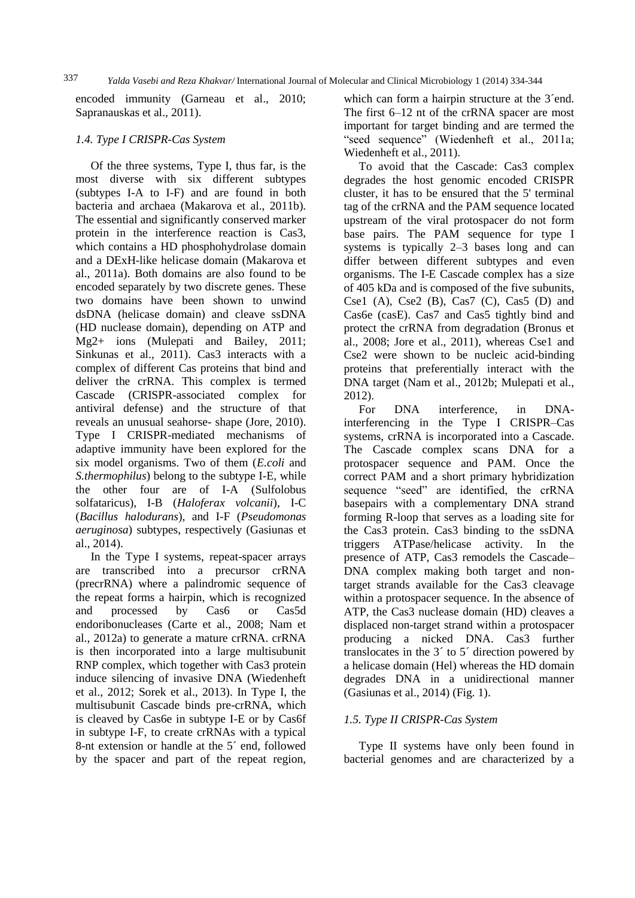encoded immunity (Garneau et al., 2010; Sapranauskas et al., 2011).

### *1.4. Type I CRISPR-Cas System*

Of the three systems, Type I, thus far, is the most diverse with six different subtypes (subtypes I-A to I-F) and are found in both bacteria and archaea (Makarova et al., 2011b). The essential and significantly conserved marker protein in the interference reaction is Cas3, which contains a HD phosphohydrolase domain and a DExH-like helicase domain (Makarova et al., 2011a). Both domains are also found to be encoded separately by two discrete genes. These two domains have been shown to unwind dsDNA (helicase domain) and cleave ssDNA (HD nuclease domain), depending on ATP and Mg2+ ions (Mulepati and Bailey, 2011; Sinkunas et al., 2011). Cas3 interacts with a complex of different Cas proteins that bind and deliver the crRNA. This complex is termed Cascade (CRISPR-associated complex for antiviral defense) and the structure of that reveals an unusual seahorse- shape (Jore, 2010). Type I CRISPR-mediated mechanisms of adaptive immunity have been explored for the six model organisms. Two of them (*E.coli* and *S.thermophilus*) belong to the subtype I-E, while the other four are of I-A (Sulfolobus solfataricus), I-B (*Haloferax volcanii*), I-C (*Bacillus halodurans*), and I-F (*Pseudomonas aeruginosa*) subtypes, respectively (Gasiunas et al., 2014).

In the Type I systems, repeat-spacer arrays are transcribed into a precursor crRNA (precrRNA) where a palindromic sequence of the repeat forms a hairpin, which is recognized and processed by Cas6 or Cas5d endoribonucleases (Carte et al., 2008; Nam et al., 2012a) to generate a mature crRNA. crRNA is then incorporated into a large multisubunit RNP complex, which together with Cas3 protein induce silencing of invasive DNA (Wiedenheft et al., 2012; Sorek et al., 2013). In Type I, the multisubunit Cascade binds pre-crRNA, which is cleaved by Cas6e in subtype I-E or by Cas6f in subtype I-F, to create crRNAs with a typical 8-nt extension or handle at the 5´ end, followed by the spacer and part of the repeat region, which can form a hairpin structure at the 3´end. The first 6–12 nt of the crRNA spacer are most important for target binding and are termed the "seed sequence" (Wiedenheft et al., 2011a; Wiedenheft et al., 2011).

To avoid that the Cascade: Cas3 complex degrades the host genomic encoded CRISPR cluster, it has to be ensured that the 5' terminal tag of the crRNA and the PAM sequence located upstream of the viral protospacer do not form base pairs. The PAM sequence for type I systems is typically 2–3 bases long and can differ between different subtypes and even organisms. The I-E Cascade complex has a size of 405 kDa and is composed of the five subunits, Cse1 (A), Cse2 (B), Cas7 (C), Cas5 (D) and Cas6e (casE). Cas7 and Cas5 tightly bind and protect the crRNA from degradation (Bronus et al., 2008; Jore et al., 2011), whereas Cse1 and Cse2 were shown to be nucleic acid-binding proteins that preferentially interact with the DNA target (Nam et al., 2012b; Mulepati et al., 2012).

For DNA interference, in DNA-interferencing in the Type I CRISPR–Cas systems, crRNA is incorporated into a Cascade. The Cascade complex scans DNA for a protospacer sequence and PAM. Once the correct PAM and a short primary hybridization sequence "seed" are identified, the crRNA basepairs with a complementary DNA strand forming R-loop that serves as a loading site for the Cas3 protein. Cas3 binding to the ssDNA triggers ATPase/helicase activity. In the presence of ATP, Cas3 remodels the Cascade–DNA complex making both target and non-target strands available for the Cas3 cleavage within a protospacer sequence. In the absence of ATP, the Cas3 nuclease domain (HD) cleaves a displaced non-target strand within a protospacer producing a nicked DNA. Cas3 further translocates in the 3´ to 5´ direction powered by a helicase domain (Hel) whereas the HD domain degrades DNA in a unidirectional manner (Gasiunas et al., 2014) (Fig. 1).

### *1.5. Type II CRISPR-Cas System*

Type II systems have only been found in bacterial genomes and are characterized by a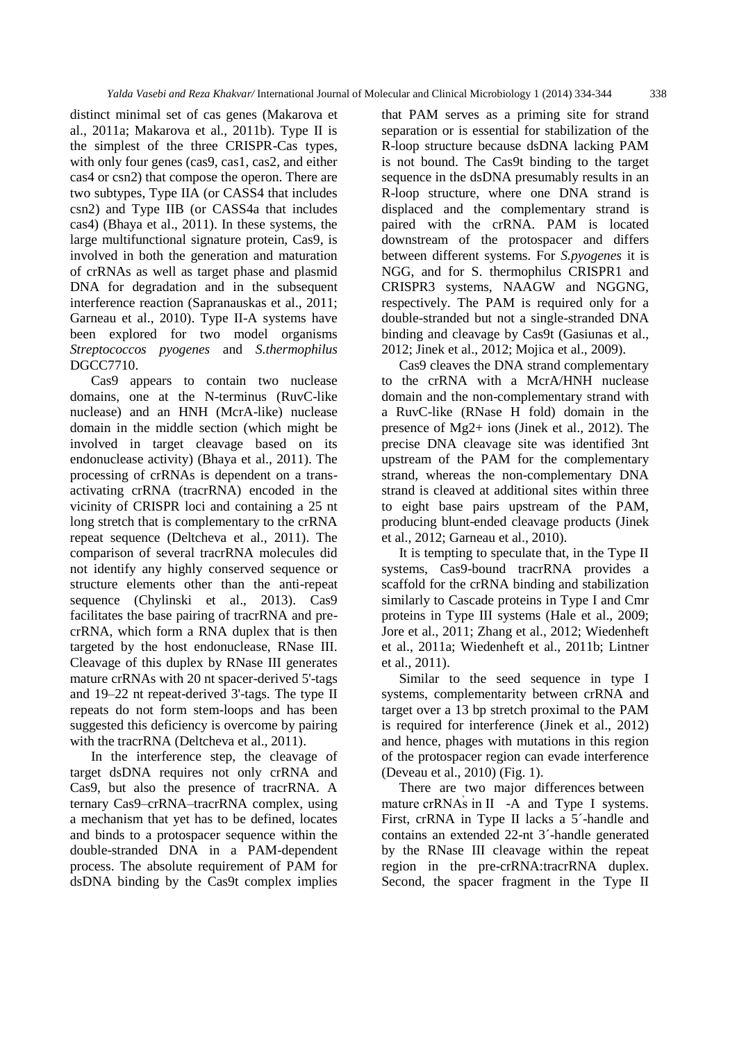distinct minimal set of cas genes (Makarova et al., 2011a; Makarova et al., 2011b). Type II is the simplest of the three CRISPR-Cas types, with only four genes (cas9, cas1, cas2, and either cas4 or csn2) that compose the operon. There are two subtypes, Type IIA (or CASS4 that includes csn2) and Type IIB (or CASS4a that includes cas4) (Bhaya et al., 2011). In these systems, the large multifunctional signature protein, Cas9, is involved in both the generation and maturation of crRNAs as well as target phase and plasmid DNA for degradation and in the subsequent interference reaction (Sapranauskas et al., 2011; Garneau et al., 2010). Type II-A systems have been explored for two model organisms *Streptococcos pyogenes* and *S.thermophilus* DGCC7710.

Cas9 appears to contain two nuclease domains, one at the N-terminus (RuvC-like nuclease) and an HNH (McrA-like) nuclease domain in the middle section (which might be involved in target cleavage based on its endonuclease activity) (Bhaya et al., 2011). The processing of crRNAs is dependent on a trans-activating crRNA (tracrRNA) encoded in the vicinity of CRISPR loci and containing a 25 nt long stretch that is complementary to the crRNA repeat sequence (Deltcheva et al., 2011). The comparison of several tracrRNA molecules did not identify any highly conserved sequence or structure elements other than the anti-repeat sequence (Chylinski et al., 2013). Cas9 facilitates the base pairing of tracrRNA and pre-crRNA, which form a RNA duplex that is then targeted by the host endonuclease, RNase III. Cleavage of this duplex by RNase III generates mature crRNAs with 20 nt spacer-derived 5'-tags and 19–22 nt repeat-derived 3'-tags. The type II repeats do not form stem-loops and has been suggested this deficiency is overcome by pairing with the tracrRNA (Deltcheva et al., 2011).

In the interference step, the cleavage of target dsDNA requires not only crRNA and Cas9, but also the presence of tracrRNA. A ternary Cas9–crRNA–tracrRNA complex, using a mechanism that yet has to be defined, locates and binds to a protospacer sequence within the double-stranded DNA in a PAM-dependent process. The absolute requirement of PAM for dsDNA binding by the Cas9t complex implies that PAM serves as a priming site for strand separation or is essential for stabilization of the R-loop structure because dsDNA lacking PAM is not bound. The Cas9t binding to the target sequence in the dsDNA presumably results in an R-loop structure, where one DNA strand is displaced and the complementary strand is paired with the crRNA. PAM is located downstream of the protospacer and differs between different systems. For *S.pyogenes* it is NGG, and for S. thermophilus CRISPR1 and CRISPR3 systems, NAAGW and NGGNG, respectively. The PAM is required only for a double-stranded but not a single-stranded DNA binding and cleavage by Cas9t (Gasiunas et al., 2012; Jinek et al., 2012; Mojica et al., 2009).

Cas9 cleaves the DNA strand complementary to the crRNA with a McrA/HNH nuclease domain and the non-complementary strand with a RuvC-like (RNase H fold) domain in the presence of $Mg^{2+}$ ions (Jinek et al., 2012). The precise DNA cleavage site was identified 3nt upstream of the PAM for the complementary strand, whereas the non-complementary DNA strand is cleaved at additional sites within three to eight base pairs upstream of the PAM, producing blunt-ended cleavage products (Jinek et al., 2012; Garneau et al., 2010).

It is tempting to speculate that, in the Type II systems, Cas9-bound tracrRNA provides a scaffold for the crRNA binding and stabilization similarly to Cascade proteins in Type I and Cmr proteins in Type III systems (Hale et al., 2009; Jore et al., 2011; Zhang et al., 2012; Wiedenheft et al., 2011a; Wiedenheft et al., 2011b; Lintner et al., 2011).

Similar to the seed sequence in type I systems, complementarity between crRNA and target over a 13 bp stretch proximal to the PAM is required for interference (Jinek et al., 2012) and hence, phages with mutations in this region of the protospacer region can evade interference (Deveau et al., 2010) (Fig. 1).

There are two major differences between mature crRNAs in II -A and Type I systems. First, crRNA in Type II lacks a 5´-handle and contains an extended 22-nt 3´-handle generated by the RNase III cleavage within the repeat region in the pre-crRNA:tracrRNA duplex. Second, the spacer fragment in the Type II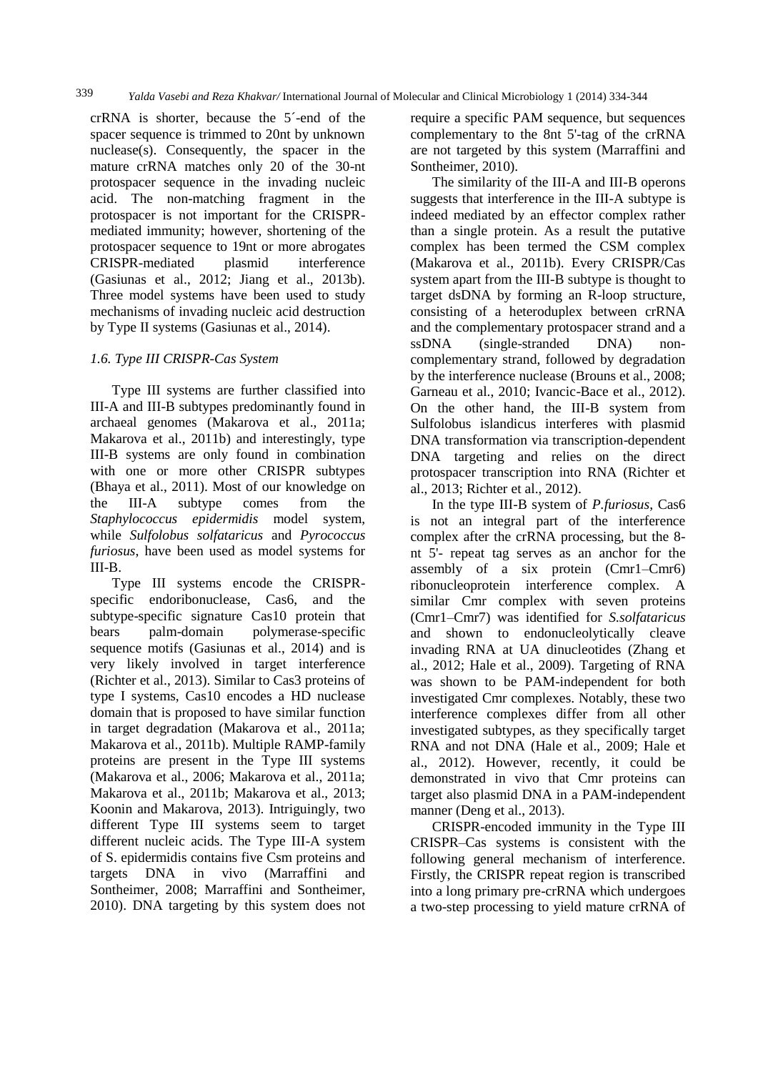crRNA is shorter, because the 5´-end of the spacer sequence is trimmed to 20nt by unknown nuclease(s). Consequently, the spacer in the mature crRNA matches only 20 of the 30-nt protospacer sequence in the invading nucleic acid. The non-matching fragment in the protospacer is not important for the CRISPR-mediated immunity; however, shortening of the protospacer sequence to 19nt or more abrogates CRISPR-mediated plasmid interference (Gasiunas et al., 2012; Jiang et al., 2013b). Three model systems have been used to study mechanisms of invading nucleic acid destruction by Type II systems (Gasiunas et al., 2014).

### *1.6. Type III CRISPR-Cas System*

Type III systems are further classified into III-A and III-B subtypes predominantly found in archaeal genomes (Makarova et al., 2011a; Makarova et al., 2011b) and interestingly, type III-B systems are only found in combination with one or more other CRISPR subtypes (Bhaya et al., 2011). Most of our knowledge on the III-A subtype comes from the *Staphylococcus epidermidis* model system, while *Sulfolobus solfataricus* and *Pyrococcus furiosus*, have been used as model systems for III-B.

Type III systems encode the CRISPR-specific endoribonuclease, Cas6, and the subtype-specific signature Cas10 protein that bears palm-domain polymerase-specific sequence motifs (Gasiunas et al., 2014) and is very likely involved in target interference (Richter et al., 2013). Similar to Cas3 proteins of type I systems, Cas10 encodes a HD nuclease domain that is proposed to have similar function in target degradation (Makarova et al., 2011a; Makarova et al., 2011b). Multiple RAMP-family proteins are present in the Type III systems (Makarova et al., 2006; Makarova et al., 2011a; Makarova et al., 2011b; Makarova et al., 2013; Koonin and Makarova, 2013). Intriguingly, two different Type III systems seem to target different nucleic acids. The Type III-A system of S. epidermidis contains five Csm proteins and targets DNA in vivo (Marraffini and Sontheimer, 2008; Marraffini and Sontheimer, 2010). DNA targeting by this system does not require a specific PAM sequence, but sequences complementary to the 8nt 5'-tag of the crRNA are not targeted by this system (Marraffini and Sontheimer, 2010).

The similarity of the III-A and III-B operons suggests that interference in the III-A subtype is indeed mediated by an effector complex rather than a single protein. As a result the putative complex has been termed the CSM complex (Makarova et al., 2011b). Every CRISPR/Cas system apart from the III-B subtype is thought to target dsDNA by forming an R-loop structure, consisting of a heteroduplex between crRNA and the complementary protospacer strand and a ssDNA (single-stranded DNA) non-complementary strand, followed by degradation by the interference nuclease (Brouns et al., 2008; Garneau et al., 2010; Ivancic-Bace et al., 2012). On the other hand, the III-B system from Sulfolobus islandicus interferes with plasmid DNA transformation via transcription-dependent DNA targeting and relies on the direct protospacer transcription into RNA (Richter et al., 2013; Richter et al., 2012).

In the type III-B system of *P.furiosus*, Cas6 is not an integral part of the interference complex after the crRNA processing, but the 8-nt 5'- repeat tag serves as an anchor for the assembly of a six protein (Cmr1–Cmr6) ribonucleoprotein interference complex. A similar Cmr complex with seven proteins (Cmr1–Cmr7) was identified for *S.solfataricus* and shown to endonucleolytically cleave invading RNA at UA dinucleotides (Zhang et al., 2012; Hale et al., 2009). Targeting of RNA was shown to be PAM-independent for both investigated Cmr complexes. Notably, these two interference complexes differ from all other investigated subtypes, as they specifically target RNA and not DNA (Hale et al., 2009; Hale et al., 2012). However, recently, it could be demonstrated in vivo that Cmr proteins can target also plasmid DNA in a PAM-independent manner (Deng et al., 2013).

CRISPR-encoded immunity in the Type III CRISPR–Cas systems is consistent with the following general mechanism of interference. Firstly, the CRISPR repeat region is transcribed into a long primary pre-crRNA which undergoes a two-step processing to yield mature crRNA of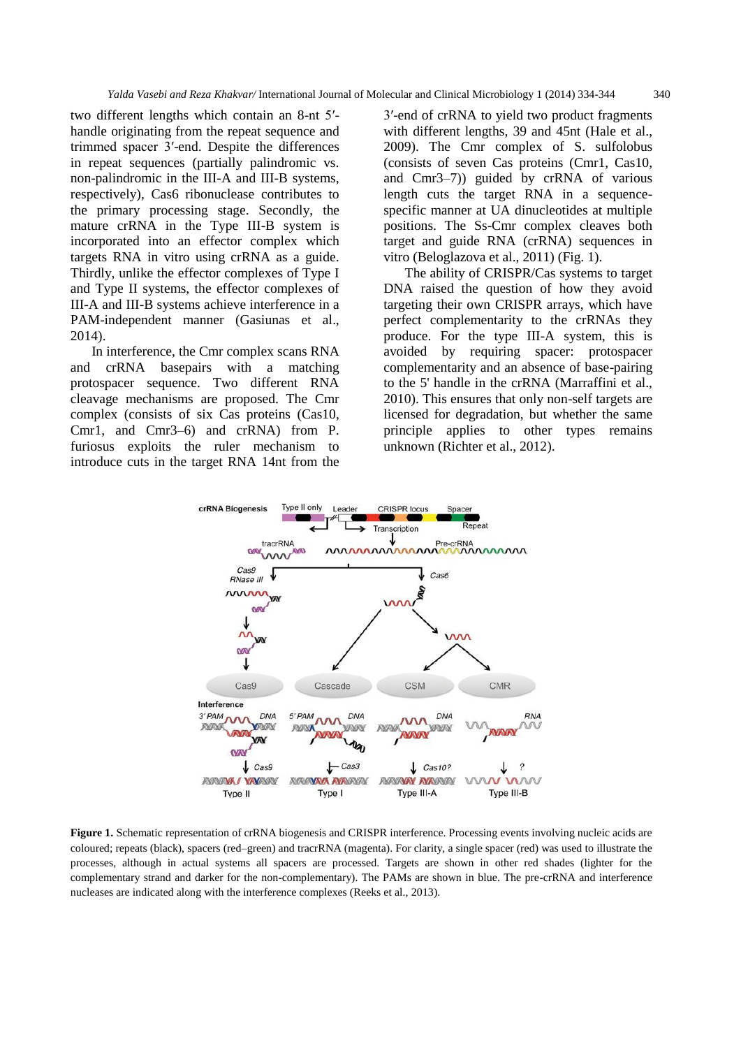two different lengths which contain an 8-nt 5′-handle originating from the repeat sequence and trimmed spacer 3′-end. Despite the differences in repeat sequences (partially palindromic vs. non-palindromic in the III-A and III-B systems, respectively), Cas6 ribonuclease contributes to the primary processing stage. Secondly, the mature crRNA in the Type III-B system is incorporated into an effector complex which targets RNA in vitro using crRNA as a guide. Thirdly, unlike the effector complexes of Type I and Type II systems, the effector complexes of III-A and III-B systems achieve interference in a PAM-independent manner (Gasiunas et al., 2014).

In interference, the Cmr complex scans RNA and crRNA basepairs with a matching protospacer sequence. Two different RNA cleavage mechanisms are proposed. The Cmr complex (consists of six Cas proteins (Cas10, Cmr1, and Cmr3–6) and crRNA) from P. furiosus exploits the ruler mechanism to introduce cuts in the target RNA 14nt from the 3′-end of crRNA to yield two product fragments with different lengths, 39 and 45nt (Hale et al., 2009). The Cmr complex of S. sulfolobus (consists of seven Cas proteins (Cmr1, Cas10, and Cmr3–7)) guided by crRNA of various length cuts the target RNA in a sequence-specific manner at UA dinucleotides at multiple positions. The Ss-Cmr complex cleaves both target and guide RNA (crRNA) sequences in vitro (Beloglazova et al., 2011) (Fig. 1).

The ability of CRISPR/Cas systems to target DNA raised the question of how they avoid targeting their own CRISPR arrays, which have perfect complementarity to the crRNAs they produce. For the type III-A system, this is avoided by requiring spacer: protospacer complementarity and an absence of base-pairing to the 5' handle in the crRNA (Marraffini et al., 2010). This ensures that only non-self targets are licensed for degradation, but whether the same principle applies to other types remains unknown (Richter et al., 2012).

**Figure 1.** Schematic representation of crRNA biogenesis and CRISPR interference. Processing events involving nucleic acids are coloured; repeats (black), spacers (red–green) and tracrRNA (magenta). For clarity, a single spacer (red) was used to illustrate the processes, although in actual systems all spacers are processed. Targets are shown in other red shades (lighter for the complementary strand and darker for the non-complementary). The PAMs are shown in blue. The pre-crRNA and interference nucleases are indicated along with the interference complexes (Reeks et al., 2013).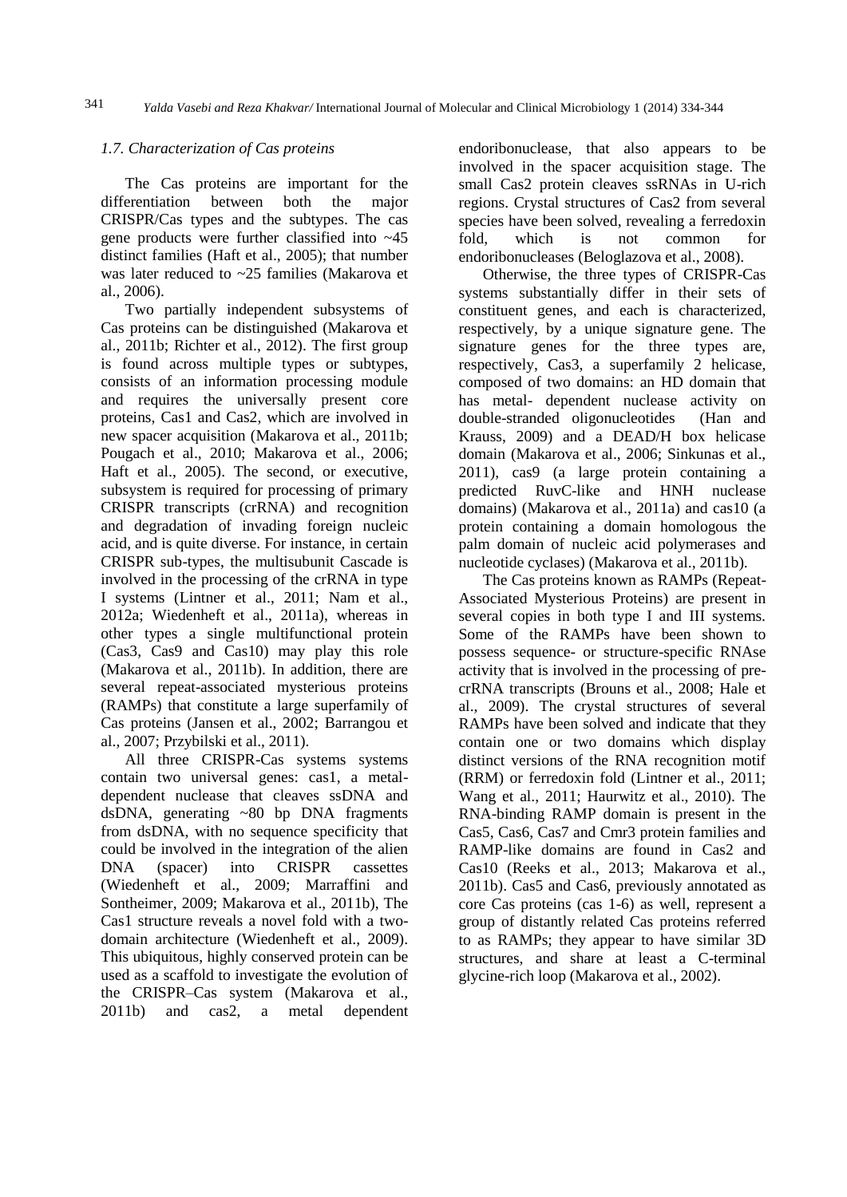### *1.7. Characterization of Cas proteins*

The Cas proteins are important for the differentiation between both the major CRISPR/Cas types and the subtypes. The cas gene products were further classified into ~45 distinct families (Haft et al., 2005); that number was later reduced to ~25 families (Makarova et al., 2006).

Two partially independent subsystems of Cas proteins can be distinguished (Makarova et al., 2011b; Richter et al., 2012). The first group is found across multiple types or subtypes, consists of an information processing module and requires the universally present core proteins, Cas1 and Cas2, which are involved in new spacer acquisition (Makarova et al., 2011b; Pougach et al., 2010; Makarova et al., 2006; Haft et al., 2005). The second, or executive, subsystem is required for processing of primary CRISPR transcripts (crRNA) and recognition and degradation of invading foreign nucleic acid, and is quite diverse. For instance, in certain CRISPR sub-types, the multisubunit Cascade is involved in the processing of the crRNA in type I systems (Lintner et al., 2011; Nam et al., 2012a; Wiedenheft et al., 2011a), whereas in other types a single multifunctional protein (Cas3, Cas9 and Cas10) may play this role (Makarova et al., 2011b). In addition, there are several repeat-associated mysterious proteins (RAMPs) that constitute a large superfamily of Cas proteins (Jansen et al., 2002; Barrangou et al., 2007; Przybilski et al., 2011).

All three CRISPR-Cas systems systems contain two universal genes: cas1, a metal-dependent nuclease that cleaves ssDNA and dsDNA, generating ~80 bp DNA fragments from dsDNA, with no sequence specificity that could be involved in the integration of the alien DNA (spacer) into CRISPR cassettes (Wiedenheft et al., 2009; Marraffini and Sontheimer, 2009; Makarova et al., 2011b), The Cas1 structure reveals a novel fold with a two-domain architecture (Wiedenheft et al., 2009). This ubiquitous, highly conserved protein can be used as a scaffold to investigate the evolution of the CRISPR–Cas system (Makarova et al., 2011b) and cas2, a metal dependent endoribonuclease, that also appears to be involved in the spacer acquisition stage. The small Cas2 protein cleaves ssRNAs in U-rich regions. Crystal structures of Cas2 from several species have been solved, revealing a ferredoxin fold, which is not common for endoribonucleases (Beloglazova et al., 2008).

Otherwise, the three types of CRISPR-Cas systems substantially differ in their sets of constituent genes, and each is characterized, respectively, by a unique signature gene. The signature genes for the three types are, respectively, Cas3, a superfamily 2 helicase, composed of two domains: an HD domain that has metal- dependent nuclease activity on double-stranded oligonucleotides (Han and Krauss, 2009) and a DEAD/H box helicase domain (Makarova et al., 2006; Sinkunas et al., 2011), cas9 (a large protein containing a predicted RuvC-like and HNH nuclease domains) (Makarova et al., 2011a) and cas10 (a protein containing a domain homologous the palm domain of nucleic acid polymerases and nucleotide cyclases) (Makarova et al., 2011b).

The Cas proteins known as RAMPs (Repeat-Associated Mysterious Proteins) are present in several copies in both type I and III systems. Some of the RAMPs have been shown to possess sequence- or structure-specific RNAse activity that is involved in the processing of pre-crRNA transcripts (Brouns et al., 2008; Hale et al., 2009). The crystal structures of several RAMPs have been solved and indicate that they contain one or two domains which display distinct versions of the RNA recognition motif (RRM) or ferredoxin fold (Lintner et al., 2011; Wang et al., 2011; Haurwitz et al., 2010). The RNA-binding RAMP domain is present in the Cas5, Cas6, Cas7 and Cmr3 protein families and RAMP-like domains are found in Cas2 and Cas10 (Reeks et al., 2013; Makarova et al., 2011b). Cas5 and Cas6, previously annotated as core Cas proteins (cas 1-6) as well, represent a group of distantly related Cas proteins referred to as RAMPs; they appear to have similar 3D structures, and share at least a C-terminal glycine-rich loop (Makarova et al., 2002).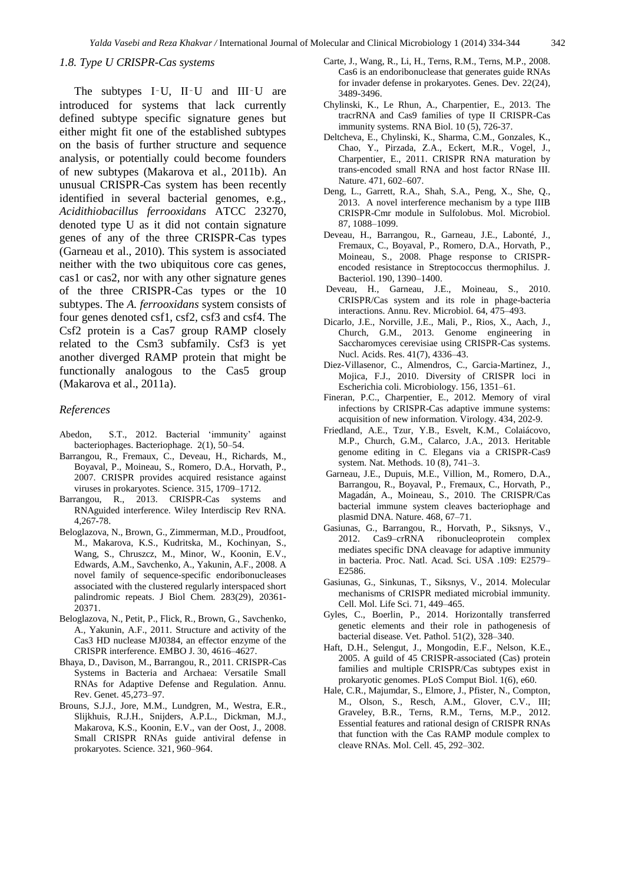### 1.8. Type U CRISPR-Cas systems

The subtypes I‑U, II‑U and III‑U are introduced for systems that lack currently defined subtype specific signature genes but either might fit one of the established subtypes on the basis of further structure and sequence analysis, or potentially could become founders of new subtypes (Makarova et al., 2011b). An unusual CRISPR-Cas system has been recently identified in several bacterial genomes, e.g., *Acidithiobacillus ferrooxidans* ATCC 23270, denoted type U as it did not contain signature genes of any of the three CRISPR-Cas types (Garneau et al., 2010). This system is associated neither with the two ubiquitous core cas genes, cas1 or cas2, nor with any other signature genes of the three CRISPR-Cas types or the 10 subtypes. The *A. ferrooxidans* system consists of four genes denoted csf1, csf2, csf3 and csf4. The Csf2 protein is a Cas7 group RAMP closely related to the Csm3 subfamily. Csf3 is yet another diverged RAMP protein that might be functionally analogous to the Cas5 group (Makarova et al., 2011a).

### References

Abedon, S.T., 2012. Bacterial 'immunity' against bacteriophages. Bacteriophage. 2(1), 50–54.

Barrangou, R., Fremaux, C., Deveau, H., Richards, M., Boyaval, P., Moineau, S., Romero, D.A., Horvath, P., 2007. CRISPR provides acquired resistance against viruses in prokaryotes. Science. 315, 1709–1712.

Barrangou, R., 2013. CRISPR-Cas systems and RNAguided interference. Wiley Interdiscip Rev RNA. 4,267-78.

Beloglazova, N., Brown, G., Zimmerman, M.D., Proudfoot, M., Makarova, K.S., Kudritska, M., Kochinyan, S., Wang, S., Chruszcz, M., Minor, W., Koonin, E.V., Edwards, A.M., Savchenko, A., Yakunin, A.F., 2008. A novel family of sequence-specific endoribonucleases associated with the clustered regularly interspaced short palindromic repeats. J Biol Chem. 283(29), 20361-20371.

Beloglazova, N., Petit, P., Flick, R., Brown, G., Savchenko, A., Yakunin, A.F., 2011. Structure and activity of the Cas3 HD nuclease MJ0384, an effector enzyme of the CRISPR interference. EMBO J. 30, 4616–4627.

Bhaya, D., Davison, M., Barrangou, R., 2011. CRISPR-Cas Systems in Bacteria and Archaea: Versatile Small RNAs for Adaptive Defense and Regulation. Annu. Rev. Genet. 45,273–97.

Brouns, S.J.J., Jore, M.M., Lundgren, M., Westra, E.R., Slijkhuis, R.J.H., Snijders, A.P.L., Dickman, M.J., Makarova, K.S., Koonin, E.V., van der Oost, J., 2008. Small CRISPR RNAs guide antiviral defense in prokaryotes. Science. 321, 960–964.

Carte, J., Wang, R., Li, H., Terns, R.M., Terns, M.P., 2008. Cas6 is an endoribonuclease that generates guide RNAs for invader defense in prokaryotes. Genes. Dev. 22(24), 3489-3496.

Chylinski, K., Le Rhun, A., Charpentier, E., 2013. The tracrRNA and Cas9 families of type II CRISPR-Cas immunity systems. RNA Biol. 10 (5), 726-37.

Deltcheva, E., Chylinski, K., Sharma, C.M., Gonzales, K., Chao, Y., Pirzada, Z.A., Eckert, M.R., Vogel, J., Charpentier, E., 2011. CRISPR RNA maturation by trans-encoded small RNA and host factor RNase III. Nature. 471, 602–607.

Deng, L., Garrett, R.A., Shah, S.A., Peng, X., She, Q., 2013. A novel interference mechanism by a type IIIB CRISPR-Cmr module in Sulfolobus. Mol. Microbiol. 87, 1088–1099.

Deveau, H., Barrangou, R., Garneau, J.E., Labonté, J., Fremaux, C., Boyaval, P., Romero, D.A., Horvath, P., Moineau, S., 2008. Phage response to CRISPR-encoded resistance in Streptococcus thermophilus. J. Bacteriol. 190, 1390–1400.

Deveau, H., Garneau, J.E., Moineau, S., 2010. CRISPR/Cas system and its role in phage-bacteria interactions. Annu. Rev. Microbiol. 64, 475–493.

Dicarlo, J.E., Norville, J.E., Mali, P., Rios, X., Aach, J., Church, G.M., 2013. Genome engineering in Saccharomyces cerevisiae using CRISPR-Cas systems. Nucl. Acids. Res. 41(7), 4336–43.

Diez-Villasenor, C., Almendros, C., Garcia-Martinez, J., Mojica, F.J., 2010. Diversity of CRISPR loci in Escherichia coli. Microbiology. 156, 1351–61.

Fineran, P.C., Charpentier, E., 2012. Memory of viral infections by CRISPR-Cas adaptive immune systems: acquisition of new information. Virology. 434, 202-9.

Friedland, A.E., Tzur, Y.B., Esvelt, K.M., Colaiácovo, M.P., Church, G.M., Calarco, J.A., 2013. Heritable genome editing in C. Elegans via a CRISPR-Cas9 system. Nat. Methods. 10 (8), 741–3.

Garneau, J.E., Dupuis, M.E., Villion, M., Romero, D.A., Barrangou, R., Boyaval, P., Fremaux, C., Horvath, P., Magadán, A., Moineau, S., 2010. The CRISPR/Cas bacterial immune system cleaves bacteriophage and plasmid DNA. Nature. 468, 67–71.

Gasiunas, G., Barrangou, R., Horvath, P., Siksnys, V., 2012. Cas9–crRNA ribonucleoprotein complex mediates specific DNA cleavage for adaptive immunity in bacteria. Proc. Natl. Acad. Sci. USA .109: E2579–E2586.

Gasiunas, G., Sinkunas, T., Siksnys, V., 2014. Molecular mechanisms of CRISPR mediated microbial immunity. Cell. Mol. Life Sci. 71, 449–465.

Gyles, C., Boerlin, P., 2014. Horizontally transferred genetic elements and their role in pathogenesis of bacterial disease. Vet. Pathol. 51(2), 328–340.

Haft, D.H., Selengut, J., Mongodin, E.F., Nelson, K.E., 2005. A guild of 45 CRISPR-associated (Cas) protein families and multiple CRISPR/Cas subtypes exist in prokaryotic genomes. PLoS Comput Biol. 1(6), e60.

Hale, C.R., Majumdar, S., Elmore, J., Pfister, N., Compton, M., Olson, S., Resch, A.M., Glover, C.V., III; Graveley, B.R., Terns, R.M., Terns, M.P., 2012. Essential features and rational design of CRISPR RNAs that function with the Cas RAMP module complex to cleave RNAs. Mol. Cell. 45, 292–302.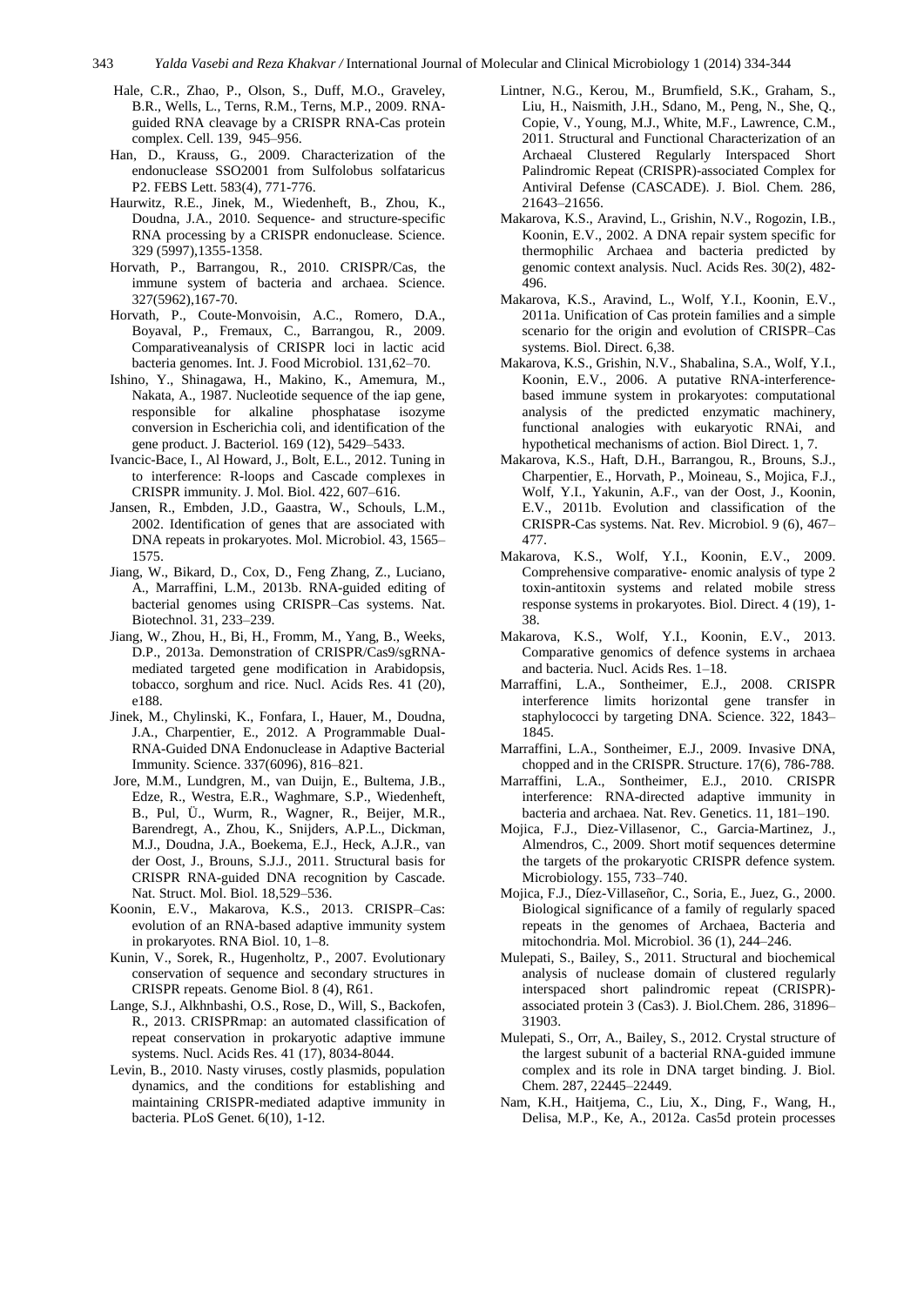Hale, C.R., Zhao, P., Olson, S., Duff, M.O., Graveley, B.R., Wells, L., Terns, R.M., Terns, M.P., 2009. RNA-guided RNA cleavage by a CRISPR RNA-Cas protein complex. Cell. 139, 945–956.

Han, D., Krauss, G., 2009. Characterization of the endonuclease SSO2001 from Sulfolobus solfataricus P2. FEBS Lett. 583(4), 771-776.

Haurwitz, R.E., Jinek, M., Wiedenheft, B., Zhou, K., Doudna, J.A., 2010. Sequence- and structure-specific RNA processing by a CRISPR endonuclease. Science. 329 (5997),1355-1358.

Horvath, P., Barrangou, R., 2010. CRISPR/Cas, the immune system of bacteria and archaea. Science. 327(5962),167-70.

Horvath, P., Coute-Monvoisin, A.C., Romero, D.A., Boyaval, P., Fremaux, C., Barrangou, R., 2009. Comparativeanalysis of CRISPR loci in lactic acid bacteria genomes. Int. J. Food Microbiol. 131,62–70.

Ishino, Y., Shinagawa, H., Makino, K., Amemura, M., Nakata, A., 1987. Nucleotide sequence of the iap gene, responsible for alkaline phosphatase isozyme conversion in Escherichia coli, and identification of the gene product. J. Bacteriol. 169 (12), 5429–5433.

Ivancic-Bace, I., Al Howard, J., Bolt, E.L., 2012. Tuning in to interference: R-loops and Cascade complexes in CRISPR immunity. J. Mol. Biol. 422, 607–616.

Jansen, R., Embden, J.D., Gaastra, W., Schouls, L.M., 2002. Identification of genes that are associated with DNA repeats in prokaryotes. Mol. Microbiol. 43, 1565–1575.

Jiang, W., Bikard, D., Cox, D., Feng Zhang, Z., Luciano, A., Marraffini, L.M., 2013b. RNA-guided editing of bacterial genomes using CRISPR–Cas systems. Nat. Biotechnol. 31, 233–239.

Jiang, W., Zhou, H., Bi, H., Fromm, M., Yang, B., Weeks, D.P., 2013a. Demonstration of CRISPR/Cas9/sgRNA-mediated targeted gene modification in Arabidopsis, tobacco, sorghum and rice. Nucl. Acids Res. 41 (20), e188.

Jinek, M., Chylinski, K., Fonfara, I., Hauer, M., Doudna, J.A., Charpentier, E., 2012. A Programmable Dual-RNA-Guided DNA Endonuclease in Adaptive Bacterial Immunity. Science. 337(6096), 816–821.

Jore, M.M., Lundgren, M., van Duijn, E., Bultema, J.B., Edze, R., Westra, E.R., Waghmare, S.P., Wiedenheft, B., Pul, Ü., Wurm, R., Wagner, R., Beijer, M.R., Barendregt, A., Zhou, K., Snijders, A.P.L., Dickman, M.J., Doudna, J.A., Boekema, E.J., Heck, A.J.R., van der Oost, J., Brouns, S.J.J., 2011. Structural basis for CRISPR RNA-guided DNA recognition by Cascade. Nat. Struct. Mol. Biol. 18,529–536.

Koonin, E.V., Makarova, K.S., 2013. CRISPR–Cas: evolution of an RNA-based adaptive immunity system in prokaryotes. RNA Biol. 10, 1–8.

Kunin, V., Sorek, R., Hugenholtz, P., 2007. Evolutionary conservation of sequence and secondary structures in CRISPR repeats. Genome Biol. 8 (4), R61.

Lange, S.J., Alkhnbashi, O.S., Rose, D., Will, S., Backofen, R., 2013. CRISPRmap: an automated classification of repeat conservation in prokaryotic adaptive immune systems. Nucl. Acids Res. 41 (17), 8034-8044.

Levin, B., 2010. Nasty viruses, costly plasmids, population dynamics, and the conditions for establishing and maintaining CRISPR-mediated adaptive immunity in bacteria. PLoS Genet. 6(10), 1-12.

Lintner, N.G., Kerou, M., Brumfield, S.K., Graham, S., Liu, H., Naismith, J.H., Sdano, M., Peng, N., She, Q., Copie, V., Young, M.J., White, M.F., Lawrence, C.M., 2011. Structural and Functional Characterization of an Archaeal Clustered Regularly Interspaced Short Palindromic Repeat (CRISPR)-associated Complex for Antiviral Defense (CASCADE). J. Biol. Chem. 286, 21643–21656.

Makarova, K.S., Aravind, L., Grishin, N.V., Rogozin, I.B., Koonin, E.V., 2002. A DNA repair system specific for thermophilic Archaea and bacteria predicted by genomic context analysis. Nucl. Acids Res. 30(2), 482-496.

Makarova, K.S., Aravind, L., Wolf, Y.I., Koonin, E.V., 2011a. Unification of Cas protein families and a simple scenario for the origin and evolution of CRISPR–Cas systems. Biol. Direct. 6,38.

Makarova, K.S., Grishin, N.V., Shabalina, S.A., Wolf, Y.I., Koonin, E.V., 2006. A putative RNA-interference-based immune system in prokaryotes: computational analysis of the predicted enzymatic machinery, functional analogies with eukaryotic RNAi, and hypothetical mechanisms of action. Biol Direct. 1, 7.

Makarova, K.S., Haft, D.H., Barrangou, R., Brouns, S.J., Charpentier, E., Horvath, P., Moineau, S., Mojica, F.J., Wolf, Y.I., Yakunin, A.F., van der Oost, J., Koonin, E.V., 2011b. Evolution and classification of the CRISPR-Cas systems. Nat. Rev. Microbiol. 9 (6), 467–477.

Makarova, K.S., Wolf, Y.I., Koonin, E.V., 2009. Comprehensive comparative- enomic analysis of type 2 toxin-antitoxin systems and related mobile stress response systems in prokaryotes. Biol. Direct. 4 (19), 1-38.

Makarova, K.S., Wolf, Y.I., Koonin, E.V., 2013. Comparative genomics of defence systems in archaea and bacteria. Nucl. Acids Res. 1–18.

Marraffini, L.A., Sontheimer, E.J., 2008. CRISPR interference limits horizontal gene transfer in staphylococci by targeting DNA. Science. 322, 1843–1845.

Marraffini, L.A., Sontheimer, E.J., 2009. Invasive DNA, chopped and in the CRISPR. Structure. 17(6), 786-788.

Marraffini, L.A., Sontheimer, E.J., 2010. CRISPR interference: RNA-directed adaptive immunity in bacteria and archaea. Nat. Rev. Genetics. 11, 181–190.

Mojica, F.J., Diez-Villasenor, C., Garcia-Martinez, J., Almendros, C., 2009. Short motif sequences determine the targets of the prokaryotic CRISPR defence system. Microbiology. 155, 733–740.

Mojica, F.J., Díez-Villaseñor, C., Soria, E., Juez, G., 2000. Biological significance of a family of regularly spaced repeats in the genomes of Archaea, Bacteria and mitochondria. Mol. Microbiol. 36 (1), 244–246.

Mulepati, S., Bailey, S., 2011. Structural and biochemical analysis of nuclease domain of clustered regularly interspaced short palindromic repeat (CRISPR)-associated protein 3 (Cas3). J. Biol.Chem. 286, 31896–31903.

Mulepati, S., Orr, A., Bailey, S., 2012. Crystal structure of the largest subunit of a bacterial RNA-guided immune complex and its role in DNA target binding. J. Biol. Chem. 287, 22445–22449.

Nam, K.H., Haitjema, C., Liu, X., Ding, F., Wang, H., Delisa, M.P., Ke, A., 2012a. Cas5d protein processes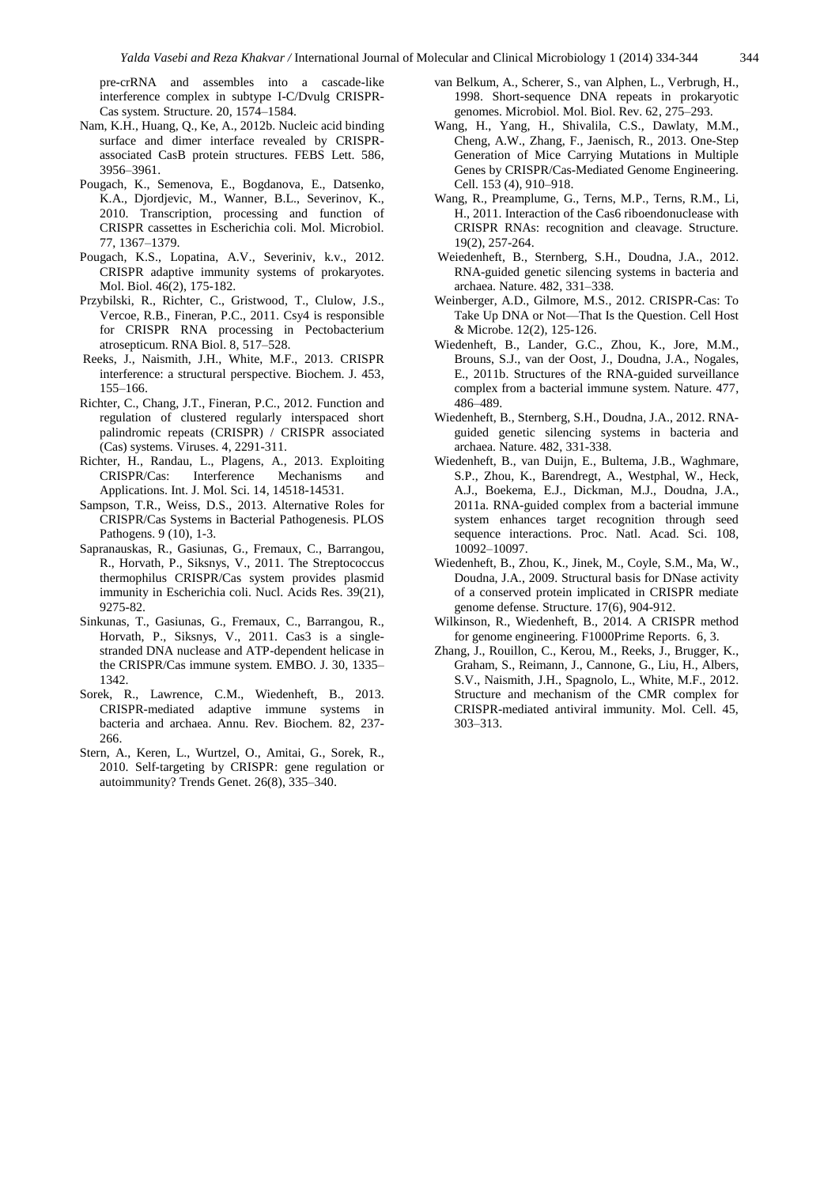pre-crRNA and assembles into a cascade-like interference complex in subtype I-C/Dvulg CRISPR-Cas system. Structure. 20, 1574–1584.

Nam, K.H., Huang, Q., Ke, A., 2012b. Nucleic acid binding surface and dimer interface revealed by CRISPR-associated CasB protein structures. FEBS Lett. 586, 3956–3961.

Pougach, K., Semenova, E., Bogdanova, E., Datsenko, K.A., Djordjevic, M., Wanner, B.L., Severinov, K., 2010. Transcription, processing and function of CRISPR cassettes in Escherichia coli. Mol. Microbiol. 77, 1367–1379.

Pougach, K.S., Lopatina, A.V., Severiniv, k.v., 2012. CRISPR adaptive immunity systems of prokaryotes. Mol. Biol. 46(2), 175-182.

Przybilski, R., Richter, C., Gristwood, T., Clulow, J.S., Vercoe, R.B., Fineran, P.C., 2011. Csy4 is responsible for CRISPR RNA processing in Pectobacterium atrosepticum. RNA Biol. 8, 517–528.

Reeks, J., Naismith, J.H., White, M.F., 2013. CRISPR interference: a structural perspective. Biochem. J. 453, 155–166.

Richter, C., Chang, J.T., Fineran, P.C., 2012. Function and regulation of clustered regularly interspaced short palindromic repeats (CRISPR) / CRISPR associated (Cas) systems. Viruses. 4, 2291-311.

Richter, H., Randau, L., Plagens, A., 2013. Exploiting CRISPR/Cas: Interference Mechanisms and Applications. Int. J. Mol. Sci. 14, 14518-14531.

Sampson, T.R., Weiss, D.S., 2013. Alternative Roles for CRISPR/Cas Systems in Bacterial Pathogenesis. PLOS Pathogens. 9 (10), 1-3.

Sapranauskas, R., Gasiunas, G., Fremaux, C., Barrangou, R., Horvath, P., Siksnys, V., 2011. The Streptococcus thermophilus CRISPR/Cas system provides plasmid immunity in Escherichia coli. Nucl. Acids Res. 39(21), 9275-82.

Sinkunas, T., Gasiunas, G., Fremaux, C., Barrangou, R., Horvath, P., Siksnys, V., 2011. Cas3 is a single-stranded DNA nuclease and ATP-dependent helicase in the CRISPR/Cas immune system. EMBO. J. 30, 1335–1342.

Sorek, R., Lawrence, C.M., Wiedenheft, B., 2013. CRISPR-mediated adaptive immune systems in bacteria and archaea. Annu. Rev. Biochem. 82, 237-266.

Stern, A., Keren, L., Wurtzel, O., Amitai, G., Sorek, R., 2010. Self-targeting by CRISPR: gene regulation or autoimmunity? Trends Genet. 26(8), 335–340.

van Belkum, A., Scherer, S., van Alphen, L., Verbrugh, H., 1998. Short-sequence DNA repeats in prokaryotic genomes. Microbiol. Mol. Biol. Rev. 62, 275–293.

Wang, H., Yang, H., Shivalila, C.S., Dawlaty, M.M., Cheng, A.W., Zhang, F., Jaenisch, R., 2013. One-Step Generation of Mice Carrying Mutations in Multiple Genes by CRISPR/Cas-Mediated Genome Engineering. Cell. 153 (4), 910–918.

Wang, R., Preamplume, G., Terns, M.P., Terns, R.M., Li, H., 2011. Interaction of the Cas6 riboendonuclease with CRISPR RNAs: recognition and cleavage. Structure. 19(2), 257-264.

Weiedenheft, B., Sternberg, S.H., Doudna, J.A., 2012. RNA-guided genetic silencing systems in bacteria and archaea. Nature. 482, 331–338.

Weinberger, A.D., Gilmore, M.S., 2012. CRISPR-Cas: To Take Up DNA or Not—That Is the Question. Cell Host & Microbe. 12(2), 125-126.

Wiedenheft, B., Lander, G.C., Zhou, K., Jore, M.M., Brouns, S.J., van der Oost, J., Doudna, J.A., Nogales, E., 2011b. Structures of the RNA-guided surveillance complex from a bacterial immune system. Nature. 477, 486–489.

Wiedenheft, B., Sternberg, S.H., Doudna, J.A., 2012. RNA-guided genetic silencing systems in bacteria and archaea. Nature. 482, 331-338.

Wiedenheft, B., van Duijn, E., Bultema, J.B., Waghmare, S.P., Zhou, K., Barendregt, A., Westphal, W., Heck, A.J., Boekema, E.J., Dickman, M.J., Doudna, J.A., 2011a. RNA-guided complex from a bacterial immune system enhances target recognition through seed sequence interactions. Proc. Natl. Acad. Sci. 108, 10092–10097.

Wiedenheft, B., Zhou, K., Jinek, M., Coyle, S.M., Ma, W., Doudna, J.A., 2009. Structural basis for DNase activity of a conserved protein implicated in CRISPR mediate genome defense. Structure. 17(6), 904-912.

Wilkinson, R., Wiedenheft, B., 2014. A CRISPR method for genome engineering. F1000Prime Reports. 6, 3.

Zhang, J., Rouillon, C., Kerou, M., Reeks, J., Brugger, K., Graham, S., Reimann, J., Cannone, G., Liu, H., Albers, S.V., Naismith, J.H., Spagnolo, L., White, M.F., 2012. Structure and mechanism of the CMR complex for CRISPR-mediated antiviral immunity. Mol. Cell. 45, 303–313.